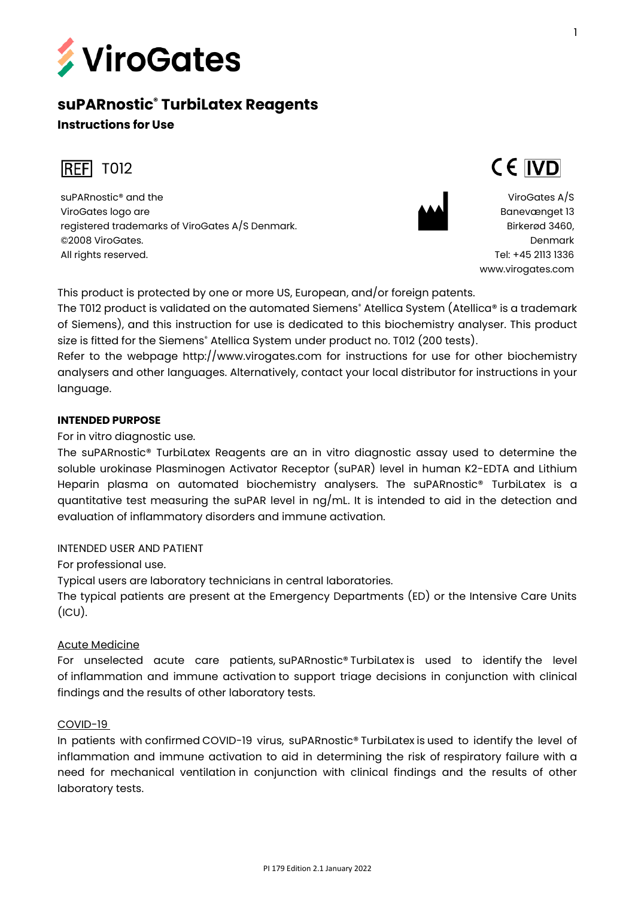ViroGates

# suPARnostic® TurbiLatex Reagents

**Instructions for Use**

REF T012

CE IVD

suPARnostic® and the
ViroGates logo are
registered trademarks of ViroGates A/S Denmark.
©2008 ViroGates.
All rights reserved.

ViroGates A/S
Banevænget 13
Birkerød 3460,
Denmark
Tel: +45 2113 1336
www.virogates.com

This product is protected by one or more US, European, and/or foreign patents.
The T012 product is validated on the automated Siemens® Atellica System (Atellica® is a trademark of Siemens), and this instruction for use is dedicated to this biochemistry analyser. This product size is fitted for the Siemens® Atellica System under product no. T012 (200 tests).
Refer to the webpage http://www.virogates.com for instructions for use for other biochemistry analysers and other languages. Alternatively, contact your local distributor for instructions in your language.

**INTENDED PURPOSE**

For in vitro diagnostic use.
The suPARnostic® TurbiLatex Reagents are an in vitro diagnostic assay used to determine the soluble urokinase Plasminogen Activator Receptor (suPAR) level in human K2-EDTA and Lithium Heparin plasma on automated biochemistry analysers. The suPARnostic® TurbiLatex is a quantitative test measuring the suPAR level in ng/mL. It is intended to aid in the detection and evaluation of inflammatory disorders and immune activation.

INTENDED USER AND PATIENT

For professional use.
Typical users are laboratory technicians in central laboratories.
The typical patients are present at the Emergency Departments (ED) or the Intensive Care Units (ICU).

Acute Medicine

For unselected acute care patients, suPARnostic® TurbiLatex is used to identify the level of inflammation and immune activation to support triage decisions in conjunction with clinical findings and the results of other laboratory tests.

COVID-19

In patients with confirmed COVID-19 virus, suPARnostic® TurbiLatex is used to identify the level of inflammation and immune activation to aid in determining the risk of respiratory failure with a need for mechanical ventilation in conjunction with clinical findings and the results of other laboratory tests.

PI 179 Edition 2.1 January 2022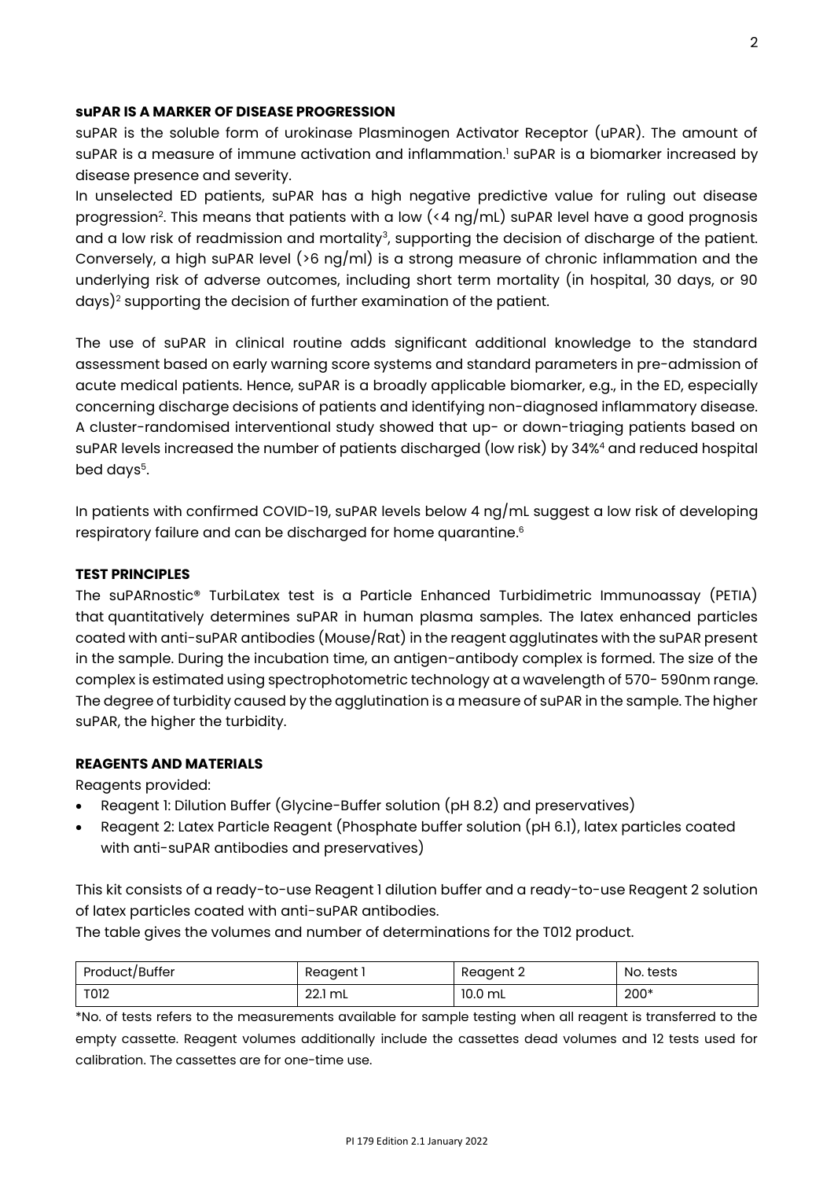### suPAR IS A MARKER OF DISEASE PROGRESSION

suPAR is the soluble form of urokinase Plasminogen Activator Receptor (uPAR). The amount of suPAR is a measure of immune activation and inflammation.[1] suPAR is a biomarker increased by disease presence and severity.

In unselected ED patients, suPAR has a high negative predictive value for ruling out disease progression[2]. This means that patients with a low (<4 ng/mL) suPAR level have a good prognosis and a low risk of readmission and mortality[3], supporting the decision of discharge of the patient. Conversely, a high suPAR level (>6 ng/ml) is a strong measure of chronic inflammation and the underlying risk of adverse outcomes, including short term mortality (in hospital, 30 days, or 90 days)[2] supporting the decision of further examination of the patient.

The use of suPAR in clinical routine adds significant additional knowledge to the standard assessment based on early warning score systems and standard parameters in pre-admission of acute medical patients. Hence, suPAR is a broadly applicable biomarker, e.g., in the ED, especially concerning discharge decisions of patients and identifying non-diagnosed inflammatory disease. A cluster-randomised interventional study showed that up- or down-triaging patients based on suPAR levels increased the number of patients discharged (low risk) by 34%[4] and reduced hospital bed days[5].

In patients with confirmed COVID-19, suPAR levels below 4 ng/mL suggest a low risk of developing respiratory failure and can be discharged for home quarantine.[6]

### TEST PRINCIPLES

The suPARnostic® TurbiLatex test is a Particle Enhanced Turbidimetric Immunoassay (PETIA) that quantitatively determines suPAR in human plasma samples. The latex enhanced particles coated with anti-suPAR antibodies (Mouse/Rat) in the reagent agglutinates with the suPAR present in the sample. During the incubation time, an antigen-antibody complex is formed. The size of the complex is estimated using spectrophotometric technology at a wavelength of 570- 590nm range. The degree of turbidity caused by the agglutination is a measure of suPAR in the sample. The higher suPAR, the higher the turbidity.

### REAGENTS AND MATERIALS

Reagents provided:

- Reagent 1: Dilution Buffer (Glycine-Buffer solution (pH 8.2) and preservatives)
- Reagent 2: Latex Particle Reagent (Phosphate buffer solution (pH 6.1), latex particles coated with anti-suPAR antibodies and preservatives)

This kit consists of a ready-to-use Reagent 1 dilution buffer and a ready-to-use Reagent 2 solution of latex particles coated with anti-suPAR antibodies.

The table gives the volumes and number of determinations for the T012 product.

| Product/Buffer | Reagent 1 | Reagent 2 | No. tests |
|---|---|---|---|
| T012 | 22.1 mL | 10.0 mL | 200* |

*No. of tests refers to the measurements available for sample testing when all reagent is transferred to the empty cassette. Reagent volumes additionally include the cassettes dead volumes and 12 tests used for calibration. The cassettes are for one-time use.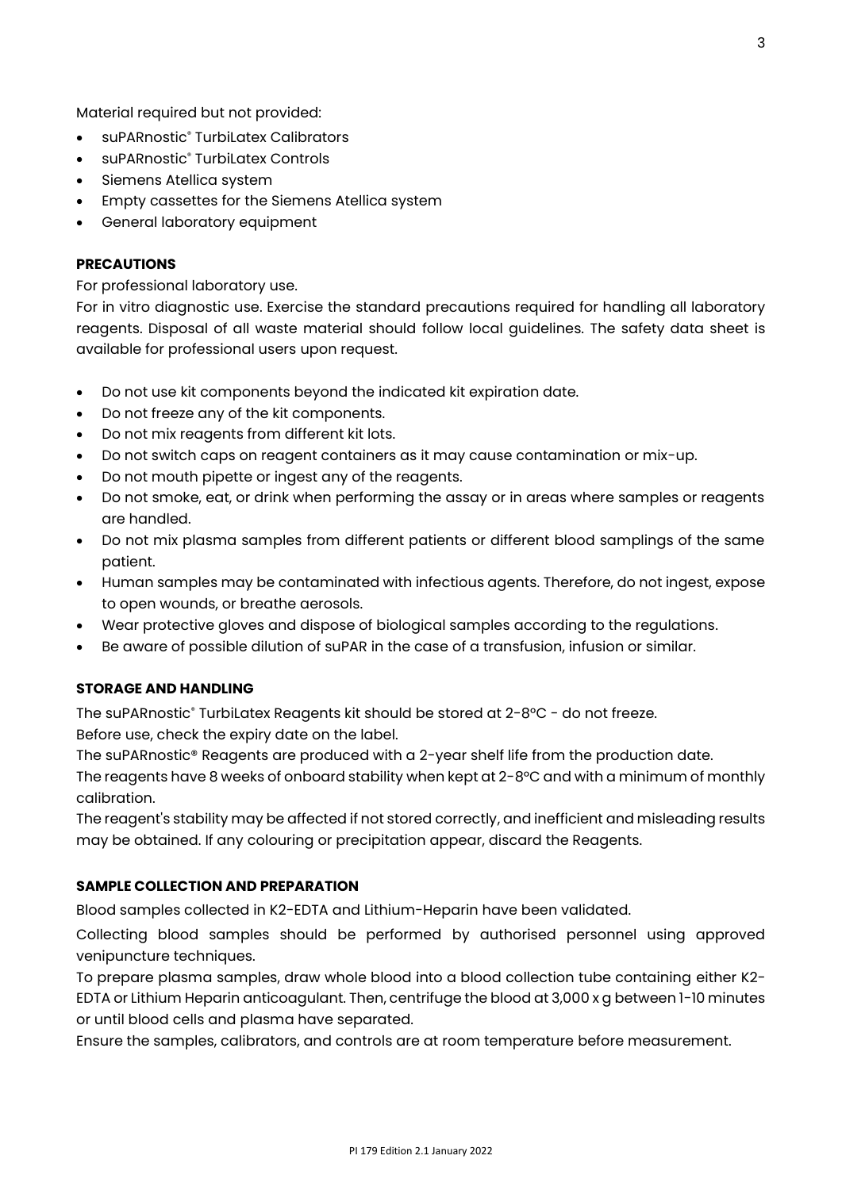Material required but not provided:

- suPARnostic® TurbiLatex Calibrators
- suPARnostic® TurbiLatex Controls
- Siemens Atellica system
- Empty cassettes for the Siemens Atellica system
- General laboratory equipment

**PRECAUTIONS**

For professional laboratory use.

For in vitro diagnostic use. Exercise the standard precautions required for handling all laboratory reagents. Disposal of all waste material should follow local guidelines. The safety data sheet is available for professional users upon request.

- Do not use kit components beyond the indicated kit expiration date.
- Do not freeze any of the kit components.
- Do not mix reagents from different kit lots.
- Do not switch caps on reagent containers as it may cause contamination or mix-up.
- Do not mouth pipette or ingest any of the reagents.
- Do not smoke, eat, or drink when performing the assay or in areas where samples or reagents are handled.
- Do not mix plasma samples from different patients or different blood samplings of the same patient.
- Human samples may be contaminated with infectious agents. Therefore, do not ingest, expose to open wounds, or breathe aerosols.
- Wear protective gloves and dispose of biological samples according to the regulations.
- Be aware of possible dilution of suPAR in the case of a transfusion, infusion or similar.

**STORAGE AND HANDLING**

The suPARnostic® TurbiLatex Reagents kit should be stored at 2-8°C - do not freeze.

Before use, check the expiry date on the label.

The suPARnostic® Reagents are produced with a 2-year shelf life from the production date.

The reagents have 8 weeks of onboard stability when kept at 2-8°C and with a minimum of monthly calibration.

The reagent's stability may be affected if not stored correctly, and inefficient and misleading results may be obtained. If any colouring or precipitation appear, discard the Reagents.

**SAMPLE COLLECTION AND PREPARATION**

Blood samples collected in K2-EDTA and Lithium-Heparin have been validated.

Collecting blood samples should be performed by authorised personnel using approved venipuncture techniques.

To prepare plasma samples, draw whole blood into a blood collection tube containing either K2-EDTA or Lithium Heparin anticoagulant. Then, centrifuge the blood at 3,000 x g between 1-10 minutes or until blood cells and plasma have separated.

Ensure the samples, calibrators, and controls are at room temperature before measurement.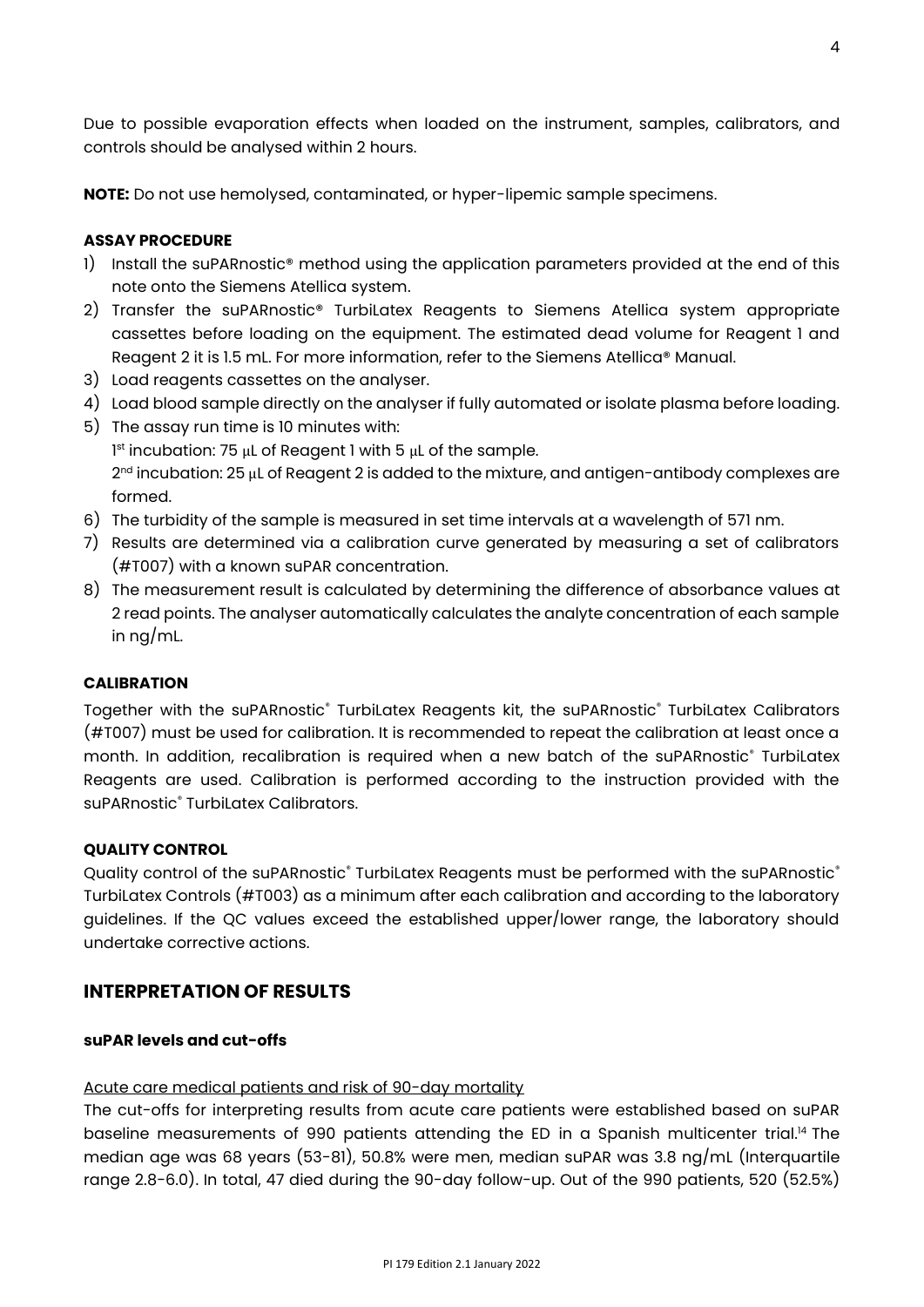Due to possible evaporation effects when loaded on the instrument, samples, calibrators, and controls should be analysed within 2 hours.

**NOTE:** Do not use hemolysed, contaminated, or hyper-lipemic sample specimens.

### ASSAY PROCEDURE

1) Install the suPARnostic® method using the application parameters provided at the end of this note onto the Siemens Atellica system.
2) Transfer the suPARnostic® TurbiLatex Reagents to Siemens Atellica system appropriate cassettes before loading on the equipment. The estimated dead volume for Reagent 1 and Reagent 2 it is 1.5 mL. For more information, refer to the Siemens Atellica® Manual.
3) Load reagents cassettes on the analyser.
4) Load blood sample directly on the analyser if fully automated or isolate plasma before loading.
5) The assay run time is 10 minutes with:
   1st incubation: 75 µL of Reagent 1 with 5 µL of the sample.
   2nd incubation: 25 µL of Reagent 2 is added to the mixture, and antigen-antibody complexes are formed.
6) The turbidity of the sample is measured in set time intervals at a wavelength of 571 nm.
7) Results are determined via a calibration curve generated by measuring a set of calibrators (#T007) with a known suPAR concentration.
8) The measurement result is calculated by determining the difference of absorbance values at 2 read points. The analyser automatically calculates the analyte concentration of each sample in ng/mL.

### CALIBRATION

Together with the suPARnostic® TurbiLatex Reagents kit, the suPARnostic® TurbiLatex Calibrators (#T007) must be used for calibration. It is recommended to repeat the calibration at least once a month. In addition, recalibration is required when a new batch of the suPARnostic® TurbiLatex Reagents are used. Calibration is performed according to the instruction provided with the suPARnostic® TurbiLatex Calibrators.

### QUALITY CONTROL

Quality control of the suPARnostic® TurbiLatex Reagents must be performed with the suPARnostic® TurbiLatex Controls (#T003) as a minimum after each calibration and according to the laboratory guidelines. If the QC values exceed the established upper/lower range, the laboratory should undertake corrective actions.

## INTERPRETATION OF RESULTS

### suPAR levels and cut-offs

Acute care medical patients and risk of 90-day mortality

The cut-offs for interpreting results from acute care patients were established based on suPAR baseline measurements of 990 patients attending the ED in a Spanish multicenter trial.[14] The median age was 68 years (53-81), 50.8% were men, median suPAR was 3.8 ng/mL (Interquartile range 2.8-6.0). In total, 47 died during the 90-day follow-up. Out of the 990 patients, 520 (52.5%)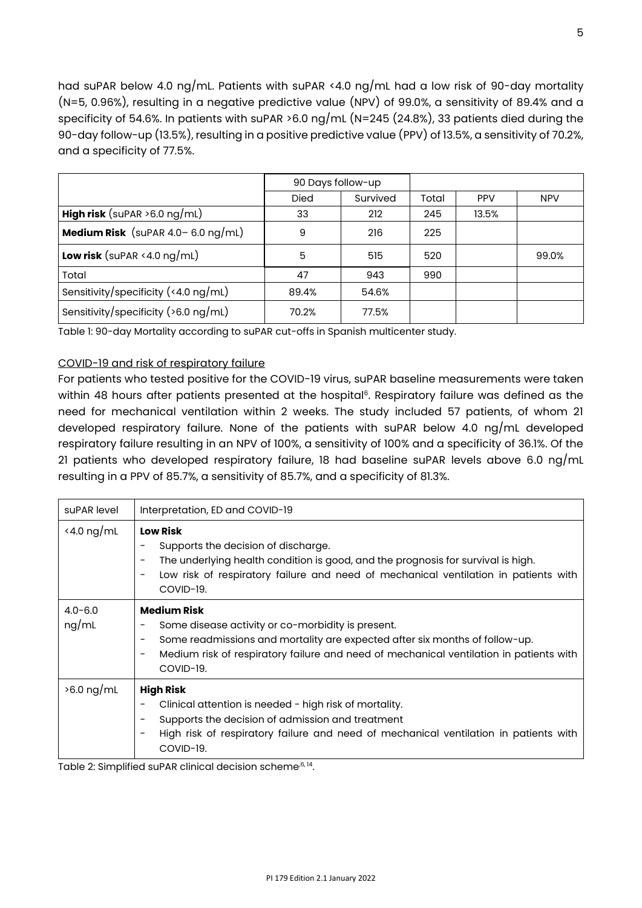had suPAR below 4.0 ng/mL. Patients with suPAR <4.0 ng/mL had a low risk of 90-day mortality (N=5, 0.96%), resulting in a negative predictive value (NPV) of 99.0%, a sensitivity of 89.4% and a specificity of 54.6%. In patients with suPAR >6.0 ng/mL (N=245 (24.8%), 33 patients died during the 90-day follow-up (13.5%), resulting in a positive predictive value (PPV) of 13.5%, a sensitivity of 70.2%, and a specificity of 77.5%.

| | 90 Days follow-up | | | | |
|---|---|---|---|---|---|
| | Died | Survived | Total | PPV | NPV |
| **High risk** (suPAR >6.0 ng/mL) | 33 | 212 | 245 | 13.5% | |
| **Medium Risk** (suPAR 4.0– 6.0 ng/mL) | 9 | 216 | 225 | | |
| **Low risk** (suPAR <4.0 ng/mL) | 5 | 515 | 520 | | 99.0% |
| Total | 47 | 943 | 990 | | |
| Sensitivity/specificity (<4.0 ng/mL) | 89.4% | 54.6% | | | |
| Sensitivity/specificity (>6.0 ng/mL) | 70.2% | 77.5% | | | |

Table 1: 90-day Mortality according to suPAR cut-offs in Spanish multicenter study.

COVID-19 and risk of respiratory failure

For patients who tested positive for the COVID-19 virus, suPAR baseline measurements were taken within 48 hours after patients presented at the hospital[6]. Respiratory failure was defined as the need for mechanical ventilation within 2 weeks. The study included 57 patients, of whom 21 developed respiratory failure. None of the patients with suPAR below 4.0 ng/mL developed respiratory failure resulting in an NPV of 100%, a sensitivity of 100% and a specificity of 36.1%. Of the 21 patients who developed respiratory failure, 18 had baseline suPAR levels above 6.0 ng/mL resulting in a PPV of 85.7%, a sensitivity of 85.7%, and a specificity of 81.3%.

| suPAR level | Interpretation, ED and COVID-19 |
|---|---|
| <4.0 ng/mL | **Low Risk**<br>- Supports the decision of discharge.<br>- The underlying health condition is good, and the prognosis for survival is high.<br>- Low risk of respiratory failure and need of mechanical ventilation in patients with COVID-19. |
| 4.0-6.0 ng/mL | **Medium Risk**<br>- Some disease activity or co-morbidity is present.<br>- Some readmissions and mortality are expected after six months of follow-up.<br>- Medium risk of respiratory failure and need of mechanical ventilation in patients with COVID-19. |
| >6.0 ng/mL | **High Risk**<br>- Clinical attention is needed - high risk of mortality.<br>- Supports the decision of admission and treatment<br>- High risk of respiratory failure and need of mechanical ventilation in patients with COVID-19. |

Table 2: Simplified suPAR clinical decision scheme[6, 14].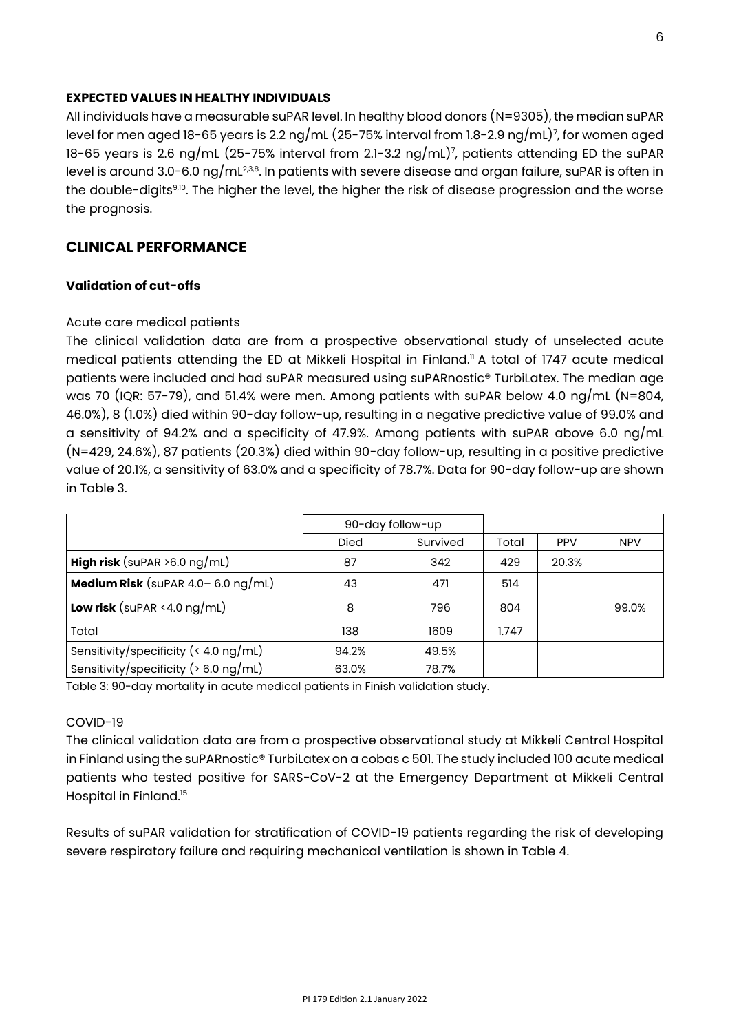### EXPECTED VALUES IN HEALTHY INDIVIDUALS

All individuals have a measurable suPAR level. In healthy blood donors (N=9305), the median suPAR level for men aged 18-65 years is 2.2 ng/mL (25-75% interval from 1.8-2.9 ng/mL)[7], for women aged 18-65 years is 2.6 ng/mL (25-75% interval from 2.1-3.2 ng/mL)[7], patients attending ED the suPAR level is around 3.0-6.0 ng/mL[2,3,8]. In patients with severe disease and organ failure, suPAR is often in the double-digits[9,10]. The higher the level, the higher the risk of disease progression and the worse the prognosis.

## CLINICAL PERFORMANCE

### Validation of cut-offs

Acute care medical patients

The clinical validation data are from a prospective observational study of unselected acute medical patients attending the ED at Mikkeli Hospital in Finland.[11] A total of 1747 acute medical patients were included and had suPAR measured using suPARnostic® TurbiLatex. The median age was 70 (IQR: 57-79), and 51.4% were men. Among patients with suPAR below 4.0 ng/mL (N=804, 46.0%), 8 (1.0%) died within 90-day follow-up, resulting in a negative predictive value of 99.0% and a sensitivity of 94.2% and a specificity of 47.9%. Among patients with suPAR above 6.0 ng/mL (N=429, 24.6%), 87 patients (20.3%) died within 90-day follow-up, resulting in a positive predictive value of 20.1%, a sensitivity of 63.0% and a specificity of 78.7%. Data for 90-day follow-up are shown in Table 3.

| | 90-day follow-up | | | | |
|---|---|---|---|---|---|
| | Died | Survived | Total | PPV | NPV |
| **High risk** (suPAR >6.0 ng/mL) | 87 | 342 | 429 | 20.3% | |
| **Medium Risk** (suPAR 4.0– 6.0 ng/mL) | 43 | 471 | 514 | | |
| **Low risk** (suPAR <4.0 ng/mL) | 8 | 796 | 804 | | 99.0% |
| Total | 138 | 1609 | 1.747 | | |
| Sensitivity/specificity (< 4.0 ng/mL) | 94.2% | 49.5% | | | |
| Sensitivity/specificity (> 6.0 ng/mL) | 63.0% | 78.7% | | | |

Table 3: 90-day mortality in acute medical patients in Finish validation study.

COVID-19

The clinical validation data are from a prospective observational study at Mikkeli Central Hospital in Finland using the suPARnostic® TurbiLatex on a cobas c 501. The study included 100 acute medical patients who tested positive for SARS-CoV-2 at the Emergency Department at Mikkeli Central Hospital in Finland.[15]

Results of suPAR validation for stratification of COVID-19 patients regarding the risk of developing severe respiratory failure and requiring mechanical ventilation is shown in Table 4.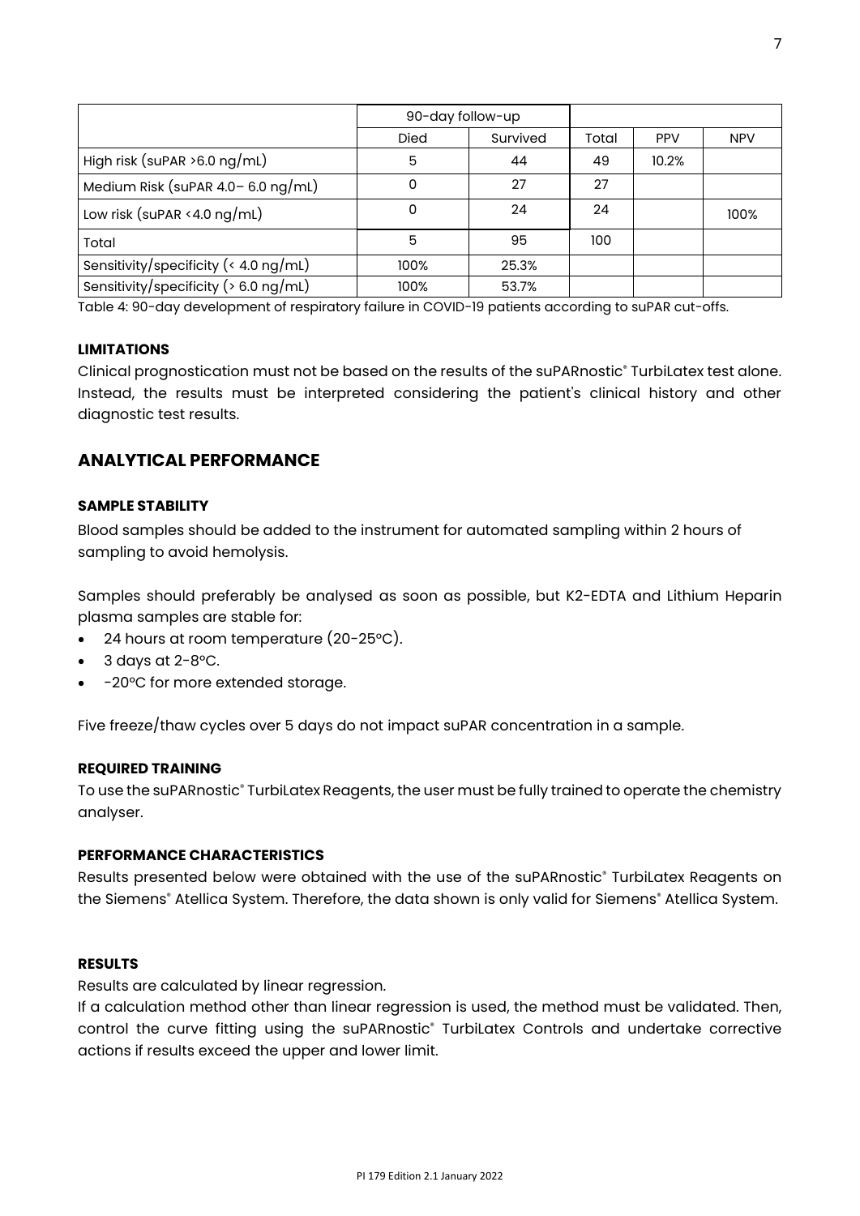| | 90-day follow-up | | | | |
|---|---|---|---|---|---|
| | Died | Survived | Total | PPV | NPV |
| High risk (suPAR >6.0 ng/mL) | 5 | 44 | 49 | 10.2% | |
| Medium Risk (suPAR 4.0– 6.0 ng/mL) | 0 | 27 | 27 | | |
| Low risk (suPAR <4.0 ng/mL) | 0 | 24 | 24 | | 100% |
| Total | 5 | 95 | 100 | | |
| Sensitivity/specificity (< 4.0 ng/mL) | 100% | 25.3% | | | |
| Sensitivity/specificity (> 6.0 ng/mL) | 100% | 53.7% | | | |

Table 4: 90-day development of respiratory failure in COVID-19 patients according to suPAR cut-offs.

#### LIMITATIONS

Clinical prognostication must not be based on the results of the suPARnostic® TurbiLatex test alone. Instead, the results must be interpreted considering the patient's clinical history and other diagnostic test results.

## ANALYTICAL PERFORMANCE

#### SAMPLE STABILITY

Blood samples should be added to the instrument for automated sampling within 2 hours of sampling to avoid hemolysis.

Samples should preferably be analysed as soon as possible, but K2-EDTA and Lithium Heparin plasma samples are stable for:

- 24 hours at room temperature (20-25°C).
- 3 days at 2-8°C.
- -20°C for more extended storage.

Five freeze/thaw cycles over 5 days do not impact suPAR concentration in a sample.

#### REQUIRED TRAINING

To use the suPARnostic® TurbiLatex Reagents, the user must be fully trained to operate the chemistry analyser.

#### PERFORMANCE CHARACTERISTICS

Results presented below were obtained with the use of the suPARnostic® TurbiLatex Reagents on the Siemens® Atellica System. Therefore, the data shown is only valid for Siemens® Atellica System.

#### RESULTS

Results are calculated by linear regression.

If a calculation method other than linear regression is used, the method must be validated. Then, control the curve fitting using the suPARnostic® TurbiLatex Controls and undertake corrective actions if results exceed the upper and lower limit.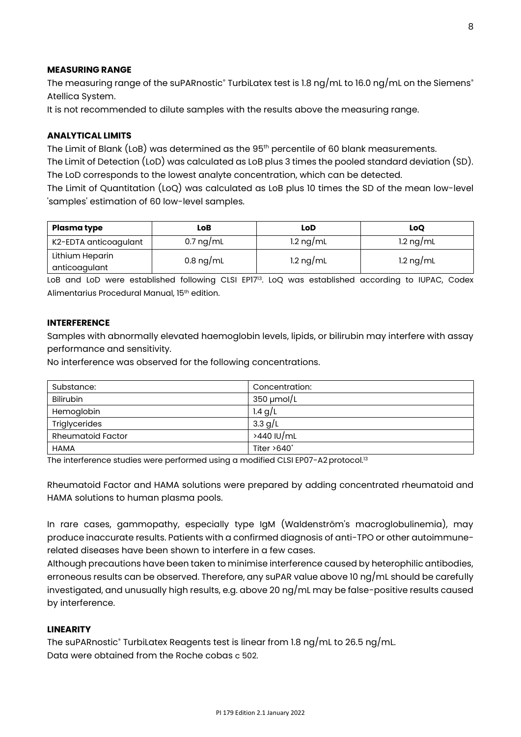## MEASURING RANGE

The measuring range of the suPARnostic® TurbiLatex test is 1.8 ng/mL to 16.0 ng/mL on the Siemens® Atellica System.

It is not recommended to dilute samples with the results above the measuring range.

## ANALYTICAL LIMITS

The Limit of Blank (LoB) was determined as the 95th percentile of 60 blank measurements.

The Limit of Detection (LoD) was calculated as LoB plus 3 times the pooled standard deviation (SD). The LoD corresponds to the lowest analyte concentration, which can be detected.

The Limit of Quantitation (LoQ) was calculated as LoB plus 10 times the SD of the mean low-level 'samples' estimation of 60 low-level samples.

| Plasma type | LoB | LoD | LoQ |
|---|---|---|---|
| K2-EDTA anticoagulant | 0.7 ng/mL | 1.2 ng/mL | 1.2 ng/mL |
| Lithium Heparin anticoagulant | 0.8 ng/mL | 1.2 ng/mL | 1.2 ng/mL |

LoB and LoD were established following CLSI EP17[13]. LoQ was established according to IUPAC, Codex Alimentarius Procedural Manual, 15th edition.

## INTERFERENCE

Samples with abnormally elevated haemoglobin levels, lipids, or bilirubin may interfere with assay performance and sensitivity.

No interference was observed for the following concentrations.

| Substance: | Concentration: |
|---|---|
| Bilirubin | 350 µmol/L |
| Hemoglobin | 1.4 g/L |
| Triglycerides | 3.3 g/L |
| Rheumatoid Factor | >440 IU/mL |
| HAMA | Titer >640* |

The interference studies were performed using a modified CLSI EP07-A2 protocol.[13]

Rheumatoid Factor and HAMA solutions were prepared by adding concentrated rheumatoid and HAMA solutions to human plasma pools.

In rare cases, gammopathy, especially type IgM (Waldenström's macroglobulinemia), may produce inaccurate results. Patients with a confirmed diagnosis of anti-TPO or other autoimmune-related diseases have been shown to interfere in a few cases.

Although precautions have been taken to minimise interference caused by heterophilic antibodies, erroneous results can be observed. Therefore, any suPAR value above 10 ng/mL should be carefully investigated, and unusually high results, e.g. above 20 ng/mL may be false-positive results caused by interference.

## LINEARITY

The suPARnostic® TurbiLatex Reagents test is linear from 1.8 ng/mL to 26.5 ng/mL.

Data were obtained from the Roche cobas c 502.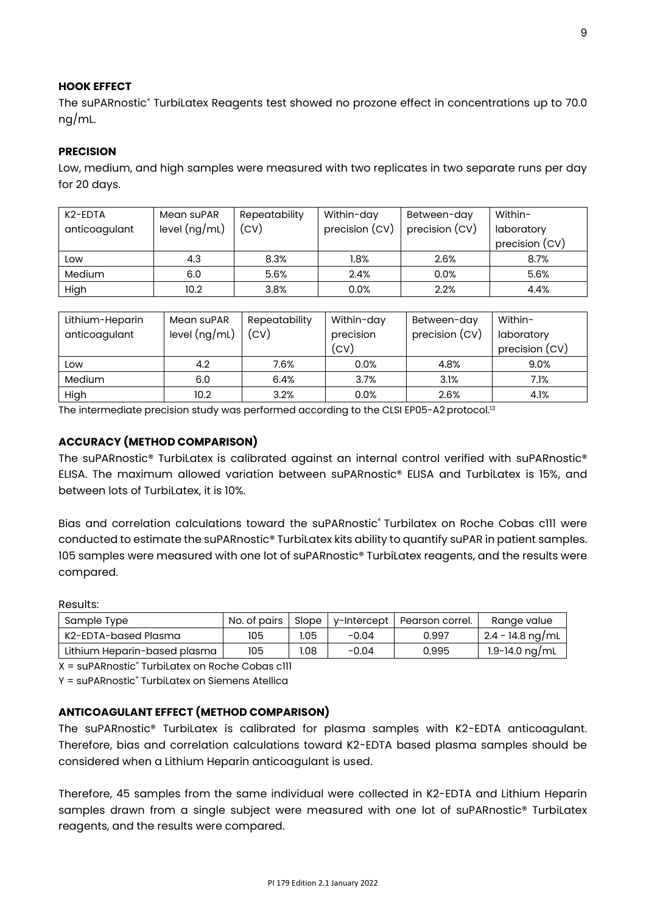### HOOK EFFECT

The suPARnostic® TurbiLatex Reagents test showed no prozone effect in concentrations up to 70.0 ng/mL.

### PRECISION

Low, medium, and high samples were measured with two replicates in two separate runs per day for 20 days.

| K2-EDTA anticoagulant | Mean suPAR level (ng/mL) | Repeatability (CV) | Within-day precision (CV) | Between-day precision (CV) | Within-laboratory precision (CV) |
|---|---|---|---|---|---|
| Low | 4.3 | 8.3% | 1.8% | 2.6% | 8.7% |
| Medium | 6.0 | 5.6% | 2.4% | 0.0% | 5.6% |
| High | 10.2 | 3.8% | 0.0% | 2.2% | 4.4% |

| Lithium-Heparin anticoagulant | Mean suPAR level (ng/mL) | Repeatability (CV) | Within-day precision (CV) | Between-day precision (CV) | Within-laboratory precision (CV) |
|---|---|---|---|---|---|
| Low | 4.2 | 7.6% | 0.0% | 4.8% | 9.0% |
| Medium | 6.0 | 6.4% | 3.7% | 3.1% | 7.1% |
| High | 10.2 | 3.2% | 0.0% | 2.6% | 4.1% |

The intermediate precision study was performed according to the CLSI EP05-A2 protocol.[13]

### ACCURACY (METHOD COMPARISON)

The suPARnostic® TurbiLatex is calibrated against an internal control verified with suPARnostic® ELISA. The maximum allowed variation between suPARnostic® ELISA and TurbiLatex is 15%, and between lots of TurbiLatex, it is 10%.

Bias and correlation calculations toward the suPARnostic® Turbilatex on Roche Cobas c111 were conducted to estimate the suPARnostic® TurbiLatex kits ability to quantify suPAR in patient samples. 105 samples were measured with one lot of suPARnostic® TurbiLatex reagents, and the results were compared.

Results:

| Sample Type | No. of pairs | Slope | y-Intercept | Pearson correl. | Range value |
|---|---|---|---|---|---|
| K2-EDTA-based Plasma | 105 | 1.05 | -0.04 | 0.997 | 2.4 - 14.8 ng/mL |
| Lithium Heparin-based plasma | 105 | 1.08 | -0.04 | 0.995 | 1.9-14.0 ng/mL |

X = suPARnostic® TurbiLatex on Roche Cobas c111

Y = suPARnostic® TurbiLatex on Siemens Atellica

### ANTICOAGULANT EFFECT (METHOD COMPARISON)

The suPARnostic® TurbiLatex is calibrated for plasma samples with K2-EDTA anticoagulant. Therefore, bias and correlation calculations toward K2-EDTA based plasma samples should be considered when a Lithium Heparin anticoagulant is used.

Therefore, 45 samples from the same individual were collected in K2-EDTA and Lithium Heparin samples drawn from a single subject were measured with one lot of suPARnostic® TurbiLatex reagents, and the results were compared.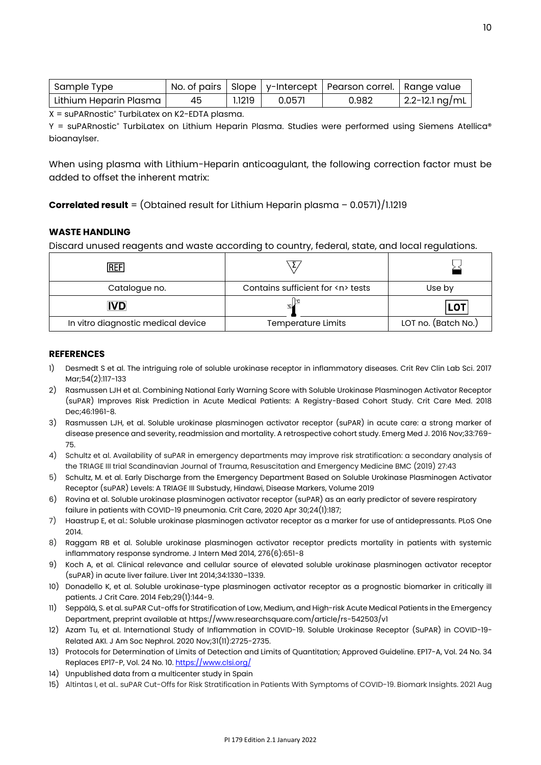| Sample Type | No. of pairs | Slope | y-Intercept | Pearson correl. | Range value |
|---|---|---|---|---|---|
| Lithium Heparin Plasma | 45 | 1.1219 | 0.0571 | 0.982 | 2.2-12.1 ng/mL |

X = suPARnostic® TurbiLatex on K2-EDTA plasma.

Y = suPARnostic® TurbiLatex on Lithium Heparin Plasma. Studies were performed using Siemens Atellica® bioanaylser.

When using plasma with Lithium-Heparin anticoagulant, the following correction factor must be added to offset the inherent matrix:

**Correlated result** = (Obtained result for Lithium Heparin plasma – 0.0571)/1.1219

### WASTE HANDLING

Discard unused reagents and waste according to country, federal, state, and local regulations.

| REF | Σ | ⌛ |
|---|---|---|
| Catalogue no. | Contains sufficient for <n> tests | Use by |
| IVD | 🌡 | LOT |
| In vitro diagnostic medical device | Temperature Limits | LOT no. (Batch No.) |

### REFERENCES

1) Desmedt S et al. The intriguing role of soluble urokinase receptor in inflammatory diseases. Crit Rev Clin Lab Sci. 2017 Mar;54(2):117-133
2) Rasmussen LJH et al. Combining National Early Warning Score with Soluble Urokinase Plasminogen Activator Receptor (suPAR) Improves Risk Prediction in Acute Medical Patients: A Registry-Based Cohort Study. Crit Care Med. 2018 Dec;46:1961-8.
3) Rasmussen LJH, et al. Soluble urokinase plasminogen activator receptor (suPAR) in acute care: a strong marker of disease presence and severity, readmission and mortality. A retrospective cohort study. Emerg Med J. 2016 Nov;33:769-75.
4) Schultz et al. Availability of suPAR in emergency departments may improve risk stratification: a secondary analysis of the TRIAGE III trial Scandinavian Journal of Trauma, Resuscitation and Emergency Medicine BMC (2019) 27:43
5) Schultz, M. et al. Early Discharge from the Emergency Department Based on Soluble Urokinase Plasminogen Activator Receptor (suPAR) Levels: A TRIAGE III Substudy, Hindawi, Disease Markers, Volume 2019
6) Rovina et al. Soluble urokinase plasminogen activator receptor (suPAR) as an early predictor of severe respiratory failure in patients with COVID-19 pneumonia. Crit Care, 2020 Apr 30;24(1):187;
7) Haastrup E, et al.: Soluble urokinase plasminogen activator receptor as a marker for use of antidepressants. PLoS One 2014.
8) Raggam RB et al. Soluble urokinase plasminogen activator receptor predicts mortality in patients with systemic inflammatory response syndrome. J Intern Med 2014, 276(6):651-8
9) Koch A, et al. Clinical relevance and cellular source of elevated soluble urokinase plasminogen activator receptor (suPAR) in acute liver failure. Liver Int 2014;34:1330–1339.
10) Donadello K, et al. Soluble urokinase-type plasminogen activator receptor as a prognostic biomarker in critically ill patients. J Crit Care. 2014 Feb;29(1):144-9.
11) Seppälä, S. et al. suPAR Cut-offs for Stratification of Low, Medium, and High-risk Acute Medical Patients in the Emergency Department, preprint available at https://www.researchsquare.com/article/rs-542503/v1
12) Azam Tu, et al. International Study of Inflammation in COVID-19. Soluble Urokinase Receptor (SuPAR) in COVID-19-Related AKI. J Am Soc Nephrol. 2020 Nov;31(11):2725-2735.
13) Protocols for Determination of Limits of Detection and Limits of Quantitation; Approved Guideline. EP17-A, Vol. 24 No. 34 Replaces EP17-P, Vol. 24 No. 10. https://www.clsi.org/
14) Unpublished data from a multicenter study in Spain
15) Altintas I, et al.. suPAR Cut-Offs for Risk Stratification in Patients With Symptoms of COVID-19. Biomark Insights. 2021 Aug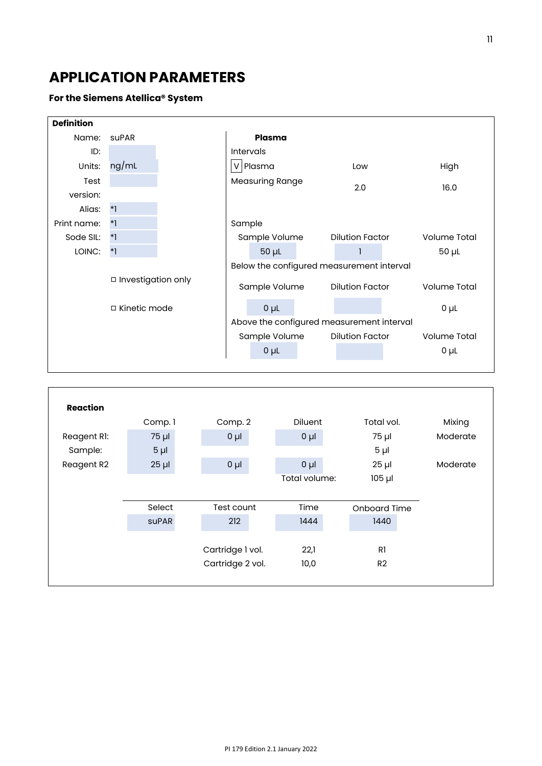# APPLICATION PARAMETERS

### For the Siemens Atellica® System

**Definition**

| | |
|---|---|
| Name: | suPAR |
| ID: | |
| Units: | ng/mL |
| Test version: | |
| Alias: | *1 |
| Print name: | *1 |
| Sode SIL: | *1 |
| LOINC: | *1 |

☐ Investigation only

☐ Kinetic mode

**Plasma**

Intervals

| | Low | High |
|---|---|---|
| V Plasma | | |
| Measuring Range | 2.0 | 16.0 |

Sample

| Sample Volume | Dilution Factor | Volume Total |
|---|---|---|
| 50 µL | 1 | 50 µL |

Below the configured measurement interval

| Sample Volume | Dilution Factor | Volume Total |
|---|---|---|
| 0 µL | | 0 µL |

Above the configured measurement interval

| Sample Volume | Dilution Factor | Volume Total |
|---|---|---|
| 0 µL | | 0 µL |

**Reaction**

| | Comp. 1 | Comp. 2 | Diluent | Total vol. | Mixing |
|---|---|---|---|---|---|
| Reagent R1: | 75 µl | 0 µl | 0 µl | 75 µl | Moderate |
| Sample: | 5 µl | | | 5 µl | |
| Reagent R2 | 25 µl | 0 µl | 0 µl | 25 µl | Moderate |
| | | | Total volume: | 105 µl | |

| Select | Test count | Time | Onboard Time |
|---|---|---|---|
| suPAR | 212 | 1444 | 1440 |
| | Cartridge 1 vol. | 22,1 | R1 |
| | Cartridge 2 vol. | 10,0 | R2 |

PI 179 Edition 2.1 January 2022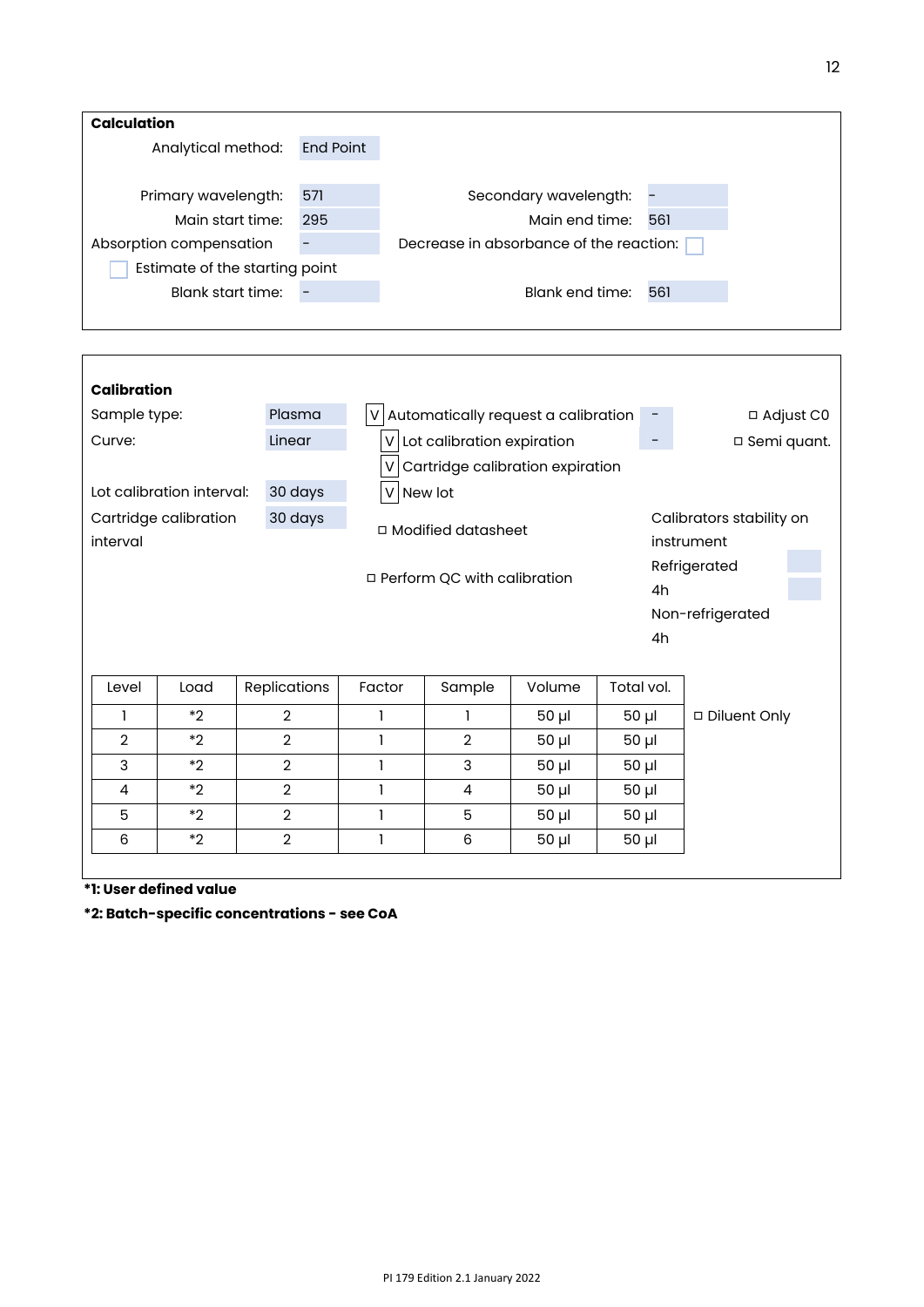**Calculation**

Analytical method: End Point

Primary wavelength: 571

Secondary wavelength: -

Main start time: 295

Main end time: 561

Absorption compensation -

Decrease in absorbance of the reaction: ☐

☐ Estimate of the starting point

Blank start time: -

Blank end time: 561

**Calibration**

Sample type: Plasma

Curve: Linear

Lot calibration interval: 30 days

Cartridge calibration interval 30 days

V Automatically request a calibration -

V Lot calibration expiration -

V Cartridge calibration expiration

V New lot

◻ Modified datasheet

◻ Perform QC with calibration

◻ Adjust C0

◻ Semi quant.

Calibrators stability on instrument

Refrigerated 4h

Non-refrigerated 4h

| Level | Load | Replications | Factor | Sample | Volume | Total vol. |
|---|---|---|---|---|---|---|
| 1 | *2 | 2 | 1 | 1 | 50 µl | 50 µl |
| 2 | *2 | 2 | 1 | 2 | 50 µl | 50 µl |
| 3 | *2 | 2 | 1 | 3 | 50 µl | 50 µl |
| 4 | *2 | 2 | 1 | 4 | 50 µl | 50 µl |
| 5 | *2 | 2 | 1 | 5 | 50 µl | 50 µl |
| 6 | *2 | 2 | 1 | 6 | 50 µl | 50 µl |

◻ Diluent Only

**\*1: User defined value**

**\*2: Batch-specific concentrations - see CoA**